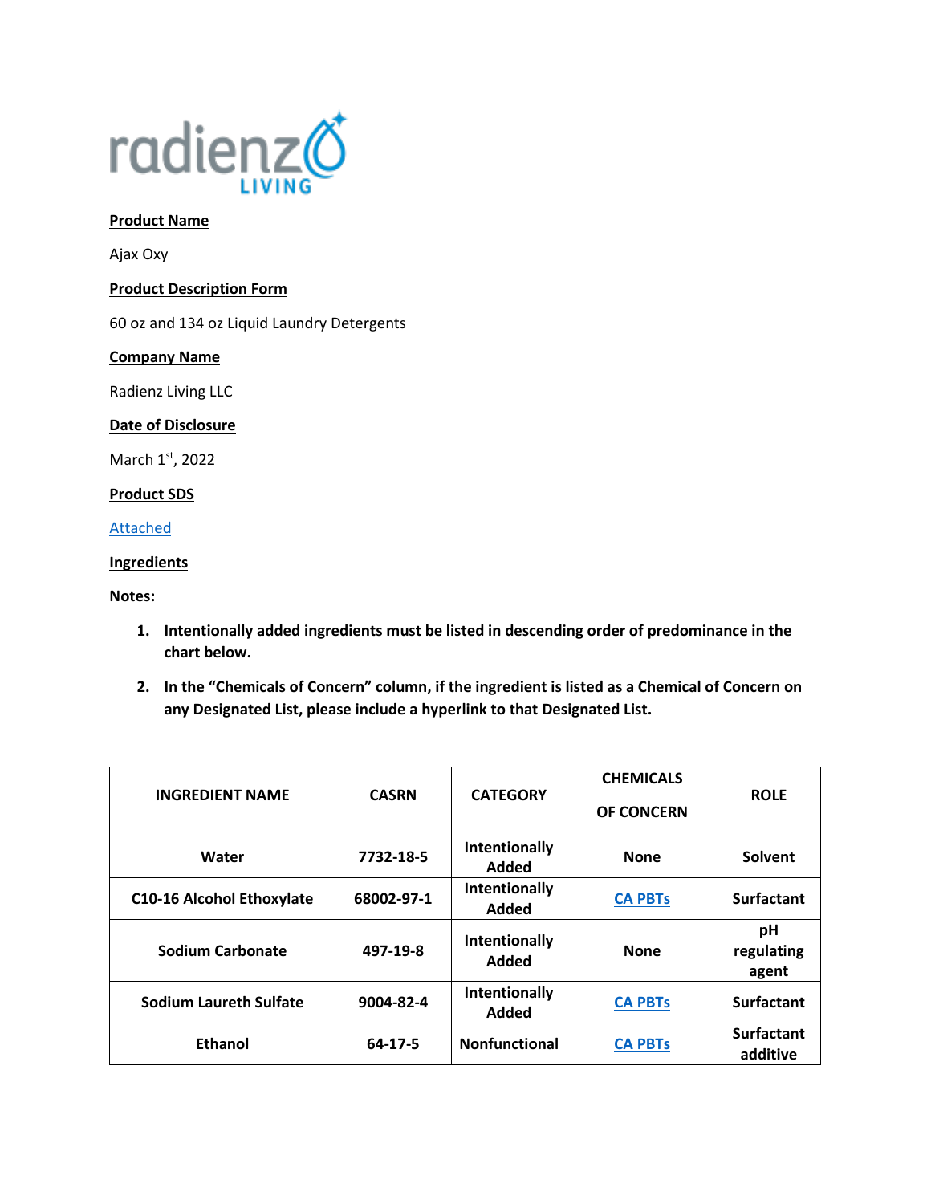**Product Name**

Ajax Oxy

**Product Description Form**

60 oz and 134 oz Liquid Laundry Detergents

**Company Name**

Radienz Living LLC

**Date of Disclosure**

March 1st, 2022

**Product SDS**

Attached

**Ingredients**

**Notes:**

1. **Intentionally added ingredients must be listed in descending order of predominance in the chart below.**
2. **In the "Chemicals of Concern" column, if the ingredient is listed as a Chemical of Concern on any Designated List, please include a hyperlink to that Designated List.**

| INGREDIENT NAME | CASRN | CATEGORY | CHEMICALS OF CONCERN | ROLE |
|---|---|---|---|---|
| Water | 7732-18-5 | Intentionally Added | None | Solvent |
| C10-16 Alcohol Ethoxylate | 68002-97-1 | Intentionally Added | CA PBTs | Surfactant |
| Sodium Carbonate | 497-19-8 | Intentionally Added | None | pH regulating agent |
| Sodium Laureth Sulfate | 9004-82-4 | Intentionally Added | CA PBTs | Surfactant |
| Ethanol | 64-17-5 | Nonfunctional | CA PBTs | Surfactant additive |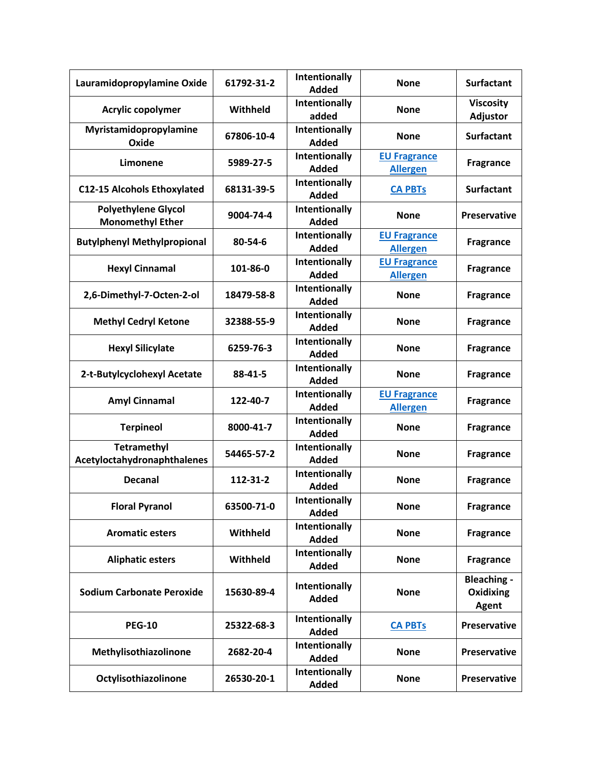| Lauramidopropylamine Oxide | 61792-31-2 | Intentionally Added | None | Surfactant |
|---|---|---|---|---|
| Acrylic copolymer | Withheld | Intentionally added | None | Viscosity Adjustor |
| Myristamidopropylamine Oxide | 67806-10-4 | Intentionally Added | None | Surfactant |
| Limonene | 5989-27-5 | Intentionally Added | EU Fragrance Allergen | Fragrance |
| C12-15 Alcohols Ethoxylated | 68131-39-5 | Intentionally Added | CA PBTs | Surfactant |
| Polyethylene Glycol Monomethyl Ether | 9004-74-4 | Intentionally Added | None | Preservative |
| Butylphenyl Methylpropional | 80-54-6 | Intentionally Added | EU Fragrance Allergen | Fragrance |
| Hexyl Cinnamal | 101-86-0 | Intentionally Added | EU Fragrance Allergen | Fragrance |
| 2,6-Dimethyl-7-Octen-2-ol | 18479-58-8 | Intentionally Added | None | Fragrance |
| Methyl Cedryl Ketone | 32388-55-9 | Intentionally Added | None | Fragrance |
| Hexyl Silicylate | 6259-76-3 | Intentionally Added | None | Fragrance |
| 2-t-Butylcyclohexyl Acetate | 88-41-5 | Intentionally Added | None | Fragrance |
| Amyl Cinnamal | 122-40-7 | Intentionally Added | EU Fragrance Allergen | Fragrance |
| Terpineol | 8000-41-7 | Intentionally Added | None | Fragrance |
| Tetramethyl Acetyloctahydronaphthalenes | 54465-57-2 | Intentionally Added | None | Fragrance |
| Decanal | 112-31-2 | Intentionally Added | None | Fragrance |
| Floral Pyranol | 63500-71-0 | Intentionally Added | None | Fragrance |
| Aromatic esters | Withheld | Intentionally Added | None | Fragrance |
| Aliphatic esters | Withheld | Intentionally Added | None | Fragrance |
| Sodium Carbonate Peroxide | 15630-89-4 | Intentionally Added | None | Bleaching - Oxidixing Agent |
| PEG-10 | 25322-68-3 | Intentionally Added | CA PBTs | Preservative |
| Methylisothiazolinone | 2682-20-4 | Intentionally Added | None | Preservative |
| Octylisothiazolinone | 26530-20-1 | Intentionally Added | None | Preservative |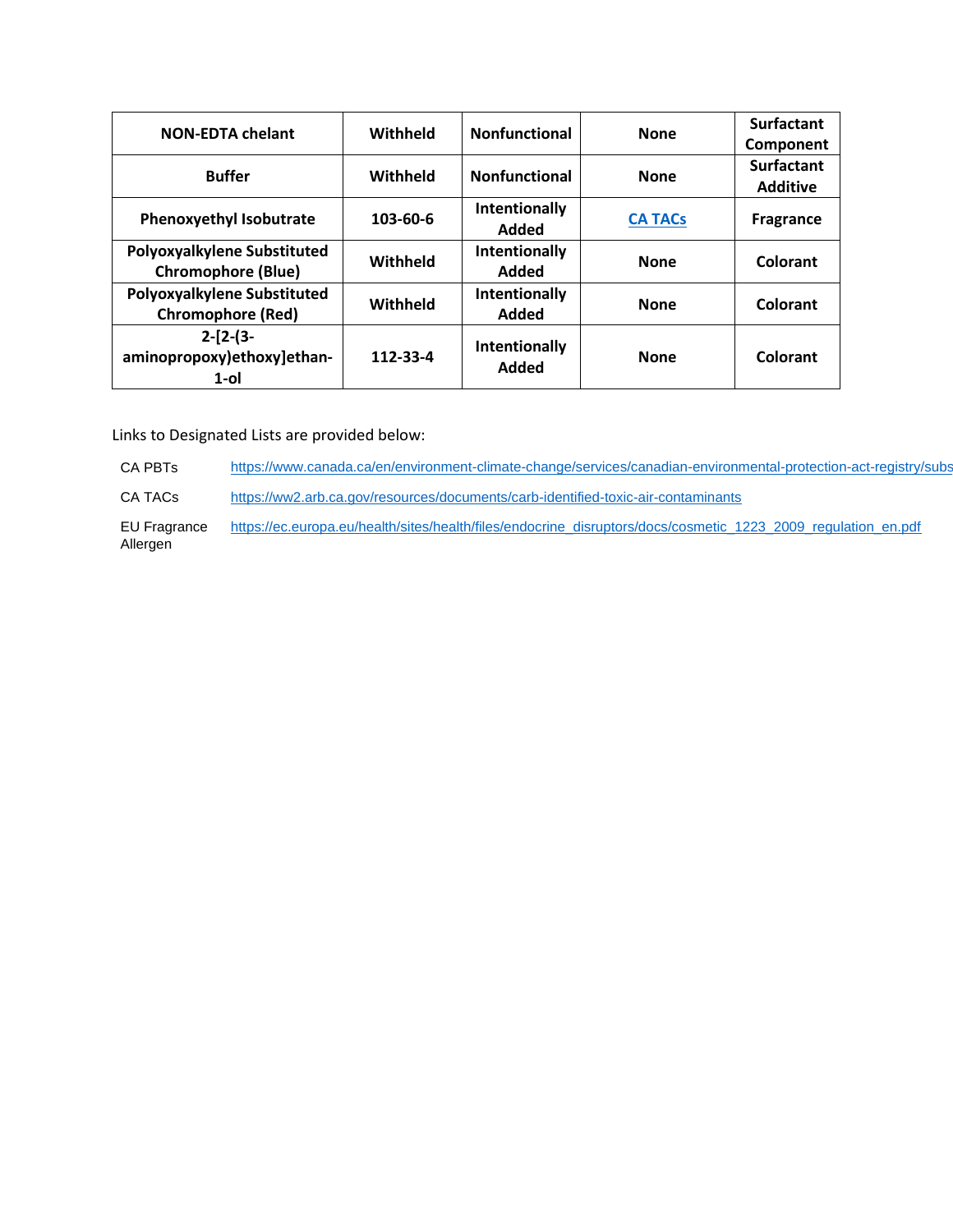| | | | | |
|---|---|---|---|---|
| **NON-EDTA chelant** | **Withheld** | **Nonfunctional** | **None** | **Surfactant Component** |
| **Buffer** | **Withheld** | **Nonfunctional** | **None** | **Surfactant Additive** |
| **Phenoxyethyl Isobutrate** | **103-60-6** | **Intentionally Added** | **CA TACs** | **Fragrance** |
| **Polyoxyalkylene Substituted Chromophore (Blue)** | **Withheld** | **Intentionally Added** | **None** | **Colorant** |
| **Polyoxyalkylene Substituted Chromophore (Red)** | **Withheld** | **Intentionally Added** | **None** | **Colorant** |
| **2-[2-(3-aminopropoxy)ethoxy]ethan-1-ol** | **112-33-4** | **Intentionally Added** | **None** | **Colorant** |

Links to Designated Lists are provided below:

| | |
|---|---|
| CA PBTs | https://www.canada.ca/en/environment-climate-change/services/canadian-environmental-protection-act-registry/subs |
| CA TACs | https://ww2.arb.ca.gov/resources/documents/carb-identified-toxic-air-contaminants |
| EU Fragrance Allergen | https://ec.europa.eu/health/sites/health/files/endocrine_disruptors/docs/cosmetic_1223_2009_regulation_en.pdf |